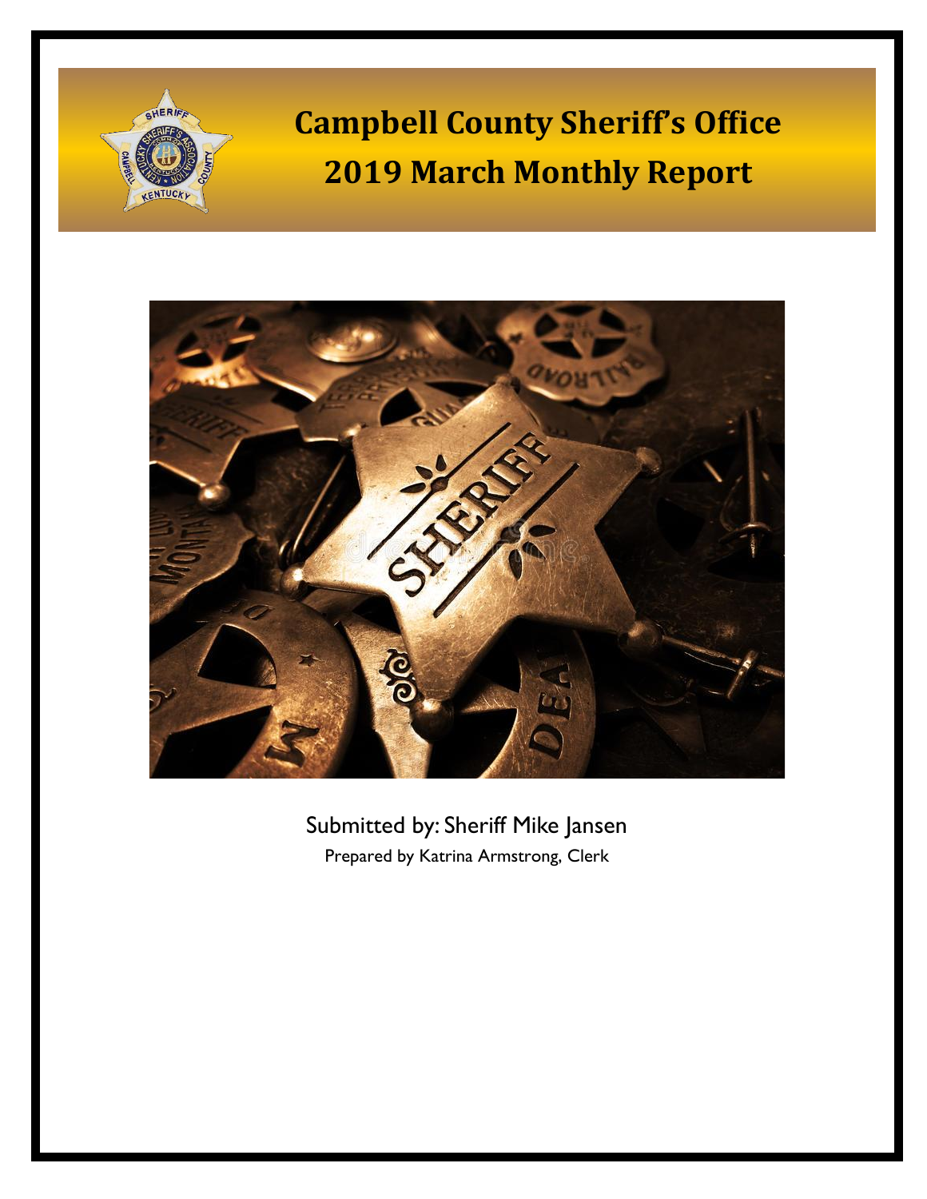# Campbell County Sheriff's Office
# 2019 March Monthly Report

Submitted by: Sheriff Mike Jansen

Prepared by Katrina Armstrong, Clerk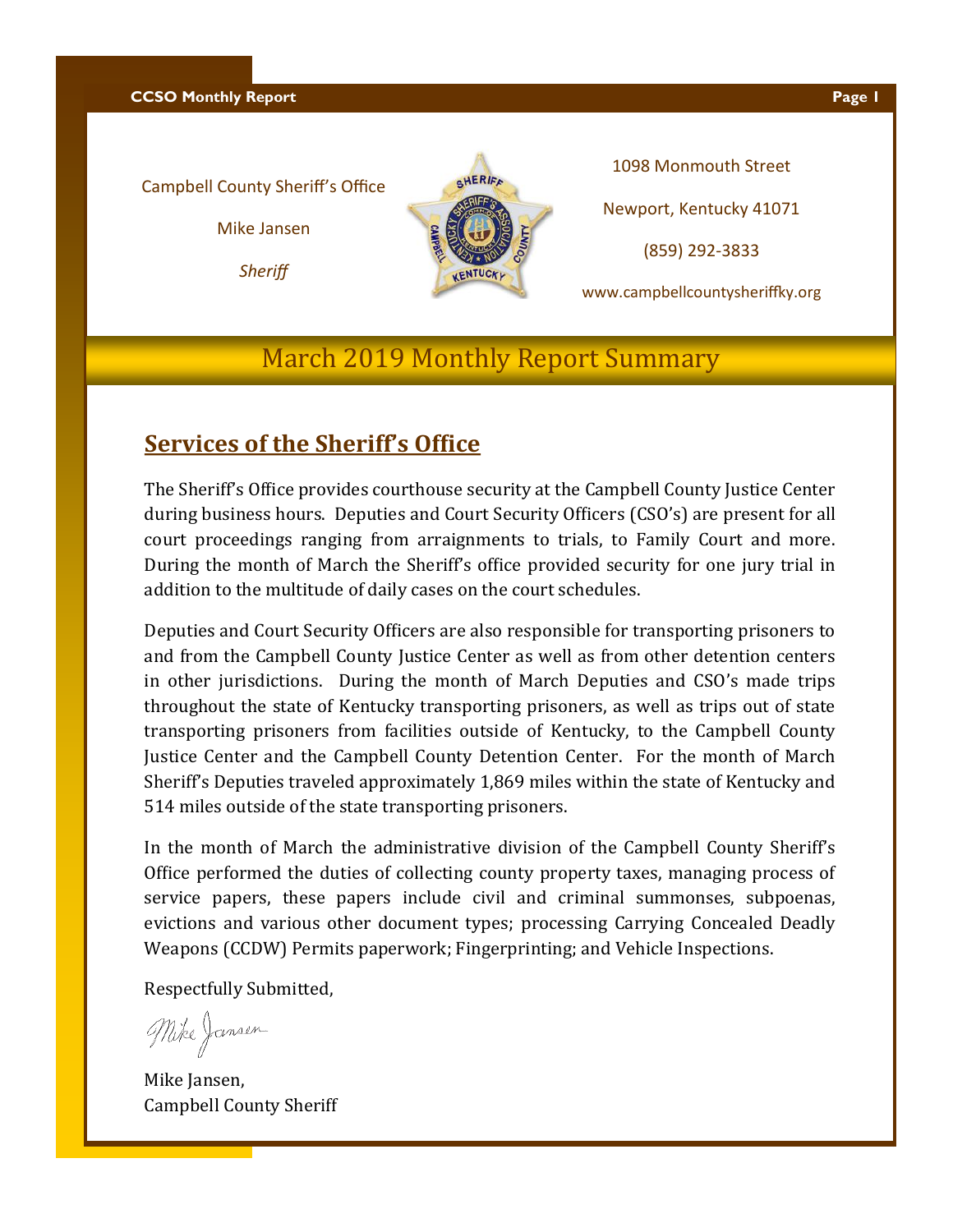Campbell County Sheriff's Office

Mike Jansen

*Sheriff*

1098 Monmouth Street

Newport, Kentucky 41071

(859) 292-3833

www.campbellcountysheriffky.org

# March 2019 Monthly Report Summary

## Services of the Sheriff's Office

The Sheriff's Office provides courthouse security at the Campbell County Justice Center during business hours. Deputies and Court Security Officers (CSO's) are present for all court proceedings ranging from arraignments to trials, to Family Court and more. During the month of March the Sheriff's office provided security for one jury trial in addition to the multitude of daily cases on the court schedules.

Deputies and Court Security Officers are also responsible for transporting prisoners to and from the Campbell County Justice Center as well as from other detention centers in other jurisdictions. During the month of March Deputies and CSO's made trips throughout the state of Kentucky transporting prisoners, as well as trips out of state transporting prisoners from facilities outside of Kentucky, to the Campbell County Justice Center and the Campbell County Detention Center. For the month of March Sheriff's Deputies traveled approximately 1,869 miles within the state of Kentucky and 514 miles outside of the state transporting prisoners.

In the month of March the administrative division of the Campbell County Sheriff's Office performed the duties of collecting county property taxes, managing process of service papers, these papers include civil and criminal summonses, subpoenas, evictions and various other document types; processing Carrying Concealed Deadly Weapons (CCDW) Permits paperwork; Fingerprinting; and Vehicle Inspections.

Respectfully Submitted,

Mike Jansen,
Campbell County Sheriff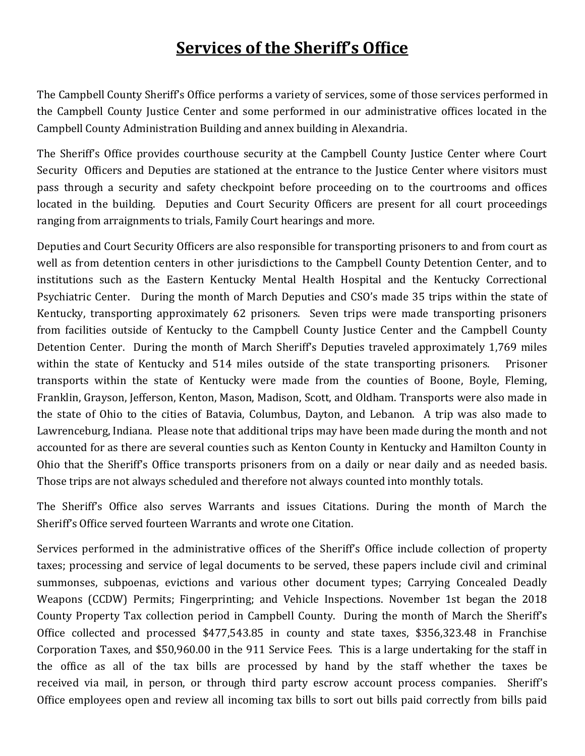# **Services of the Sheriff's Office**

The Campbell County Sheriff's Office performs a variety of services, some of those services performed in the Campbell County Justice Center and some performed in our administrative offices located in the Campbell County Administration Building and annex building in Alexandria.

The Sheriff's Office provides courthouse security at the Campbell County Justice Center where Court Security Officers and Deputies are stationed at the entrance to the Justice Center where visitors must pass through a security and safety checkpoint before proceeding on to the courtrooms and offices located in the building. Deputies and Court Security Officers are present for all court proceedings ranging from arraignments to trials, Family Court hearings and more.

Deputies and Court Security Officers are also responsible for transporting prisoners to and from court as well as from detention centers in other jurisdictions to the Campbell County Detention Center, and to institutions such as the Eastern Kentucky Mental Health Hospital and the Kentucky Correctional Psychiatric Center. During the month of March Deputies and CSO's made 35 trips within the state of Kentucky, transporting approximately 62 prisoners. Seven trips were made transporting prisoners from facilities outside of Kentucky to the Campbell County Justice Center and the Campbell County Detention Center. During the month of March Sheriff's Deputies traveled approximately 1,769 miles within the state of Kentucky and 514 miles outside of the state transporting prisoners. Prisoner transports within the state of Kentucky were made from the counties of Boone, Boyle, Fleming, Franklin, Grayson, Jefferson, Kenton, Mason, Madison, Scott, and Oldham. Transports were also made in the state of Ohio to the cities of Batavia, Columbus, Dayton, and Lebanon. A trip was also made to Lawrenceburg, Indiana. Please note that additional trips may have been made during the month and not accounted for as there are several counties such as Kenton County in Kentucky and Hamilton County in Ohio that the Sheriff's Office transports prisoners from on a daily or near daily and as needed basis. Those trips are not always scheduled and therefore not always counted into monthly totals.

The Sheriff's Office also serves Warrants and issues Citations. During the month of March the Sheriff's Office served fourteen Warrants and wrote one Citation.

Services performed in the administrative offices of the Sheriff's Office include collection of property taxes; processing and service of legal documents to be served, these papers include civil and criminal summonses, subpoenas, evictions and various other document types; Carrying Concealed Deadly Weapons (CCDW) Permits; Fingerprinting; and Vehicle Inspections. November 1st began the 2018 County Property Tax collection period in Campbell County. During the month of March the Sheriff's Office collected and processed $477,543.85 in county and state taxes, $356,323.48 in Franchise Corporation Taxes, and $50,960.00 in the 911 Service Fees. This is a large undertaking for the staff in the office as all of the tax bills are processed by hand by the staff whether the taxes be received via mail, in person, or through third party escrow account process companies. Sheriff's Office employees open and review all incoming tax bills to sort out bills paid correctly from bills paid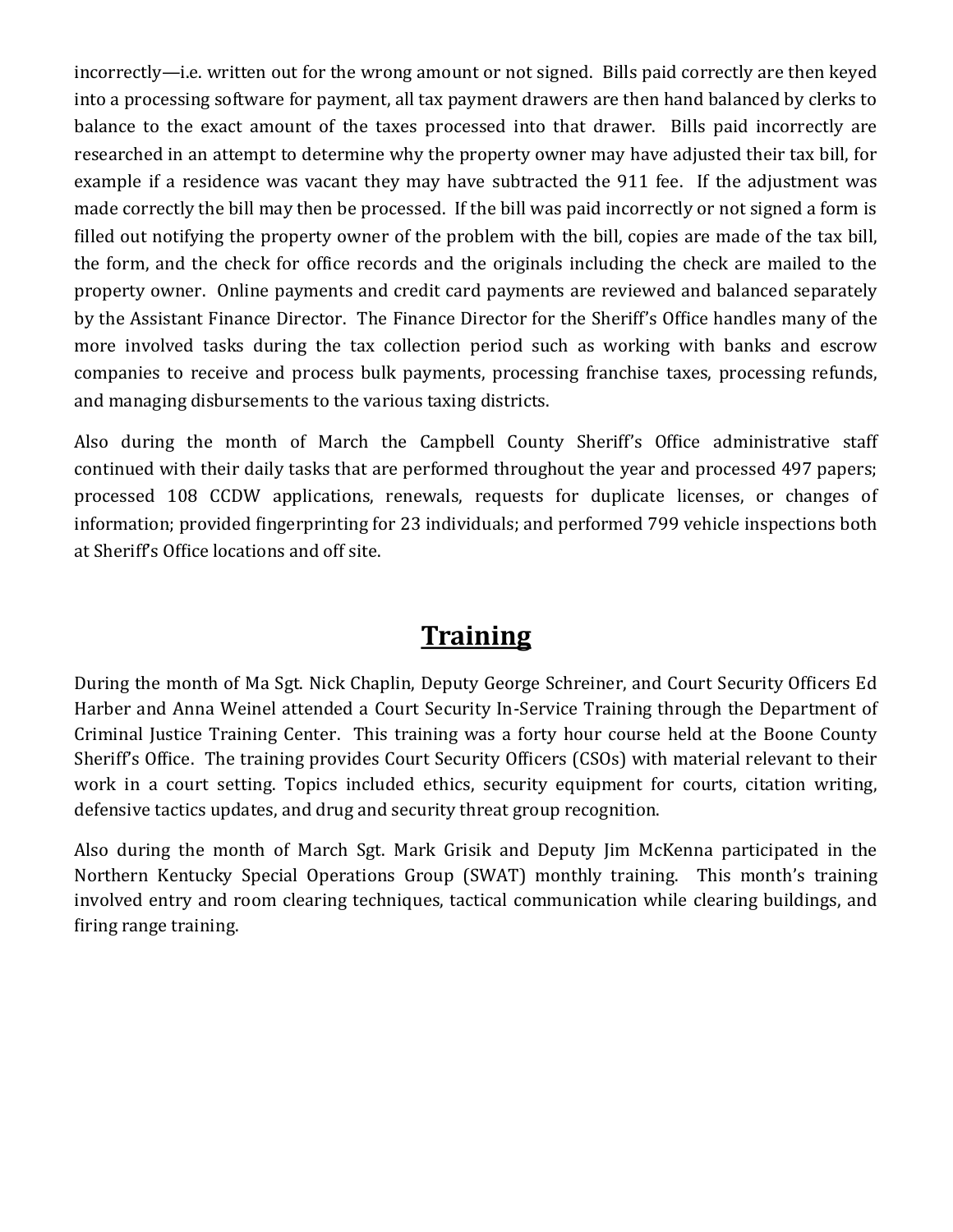incorrectly—i.e. written out for the wrong amount or not signed. Bills paid correctly are then keyed into a processing software for payment, all tax payment drawers are then hand balanced by clerks to balance to the exact amount of the taxes processed into that drawer. Bills paid incorrectly are researched in an attempt to determine why the property owner may have adjusted their tax bill, for example if a residence was vacant they may have subtracted the 911 fee. If the adjustment was made correctly the bill may then be processed. If the bill was paid incorrectly or not signed a form is filled out notifying the property owner of the problem with the bill, copies are made of the tax bill, the form, and the check for office records and the originals including the check are mailed to the property owner. Online payments and credit card payments are reviewed and balanced separately by the Assistant Finance Director. The Finance Director for the Sheriff's Office handles many of the more involved tasks during the tax collection period such as working with banks and escrow companies to receive and process bulk payments, processing franchise taxes, processing refunds, and managing disbursements to the various taxing districts.

Also during the month of March the Campbell County Sheriff's Office administrative staff continued with their daily tasks that are performed throughout the year and processed 497 papers; processed 108 CCDW applications, renewals, requests for duplicate licenses, or changes of information; provided fingerprinting for 23 individuals; and performed 799 vehicle inspections both at Sheriff's Office locations and off site.

# Training

During the month of Ma Sgt. Nick Chaplin, Deputy George Schreiner, and Court Security Officers Ed Harber and Anna Weinel attended a Court Security In-Service Training through the Department of Criminal Justice Training Center. This training was a forty hour course held at the Boone County Sheriff's Office. The training provides Court Security Officers (CSOs) with material relevant to their work in a court setting. Topics included ethics, security equipment for courts, citation writing, defensive tactics updates, and drug and security threat group recognition.

Also during the month of March Sgt. Mark Grisik and Deputy Jim McKenna participated in the Northern Kentucky Special Operations Group (SWAT) monthly training. This month's training involved entry and room clearing techniques, tactical communication while clearing buildings, and firing range training.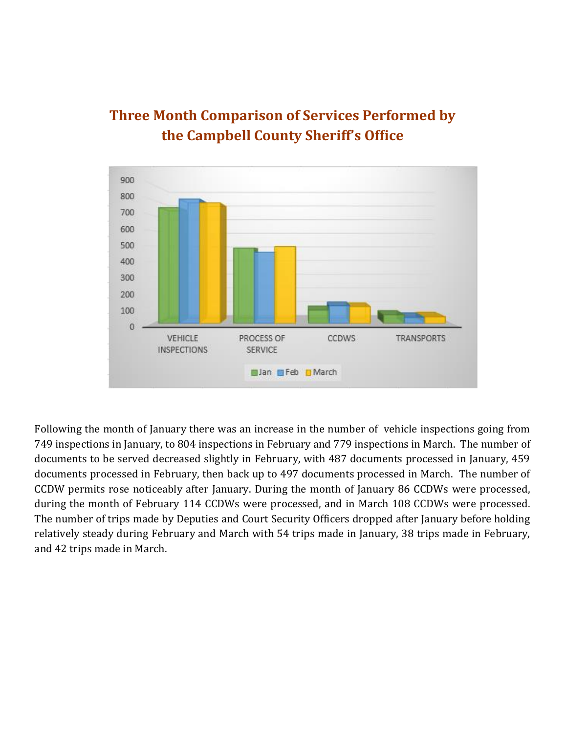# Three Month Comparison of Services Performed by the Campbell County Sheriff's Office

Following the month of January there was an increase in the number of vehicle inspections going from 749 inspections in January, to 804 inspections in February and 779 inspections in March. The number of documents to be served decreased slightly in February, with 487 documents processed in January, 459 documents processed in February, then back up to 497 documents processed in March. The number of CCDW permits rose noticeably after January. During the month of January 86 CCDWs were processed, during the month of February 114 CCDWs were processed, and in March 108 CCDWs were processed. The number of trips made by Deputies and Court Security Officers dropped after January before holding relatively steady during February and March with 54 trips made in January, 38 trips made in February, and 42 trips made in March.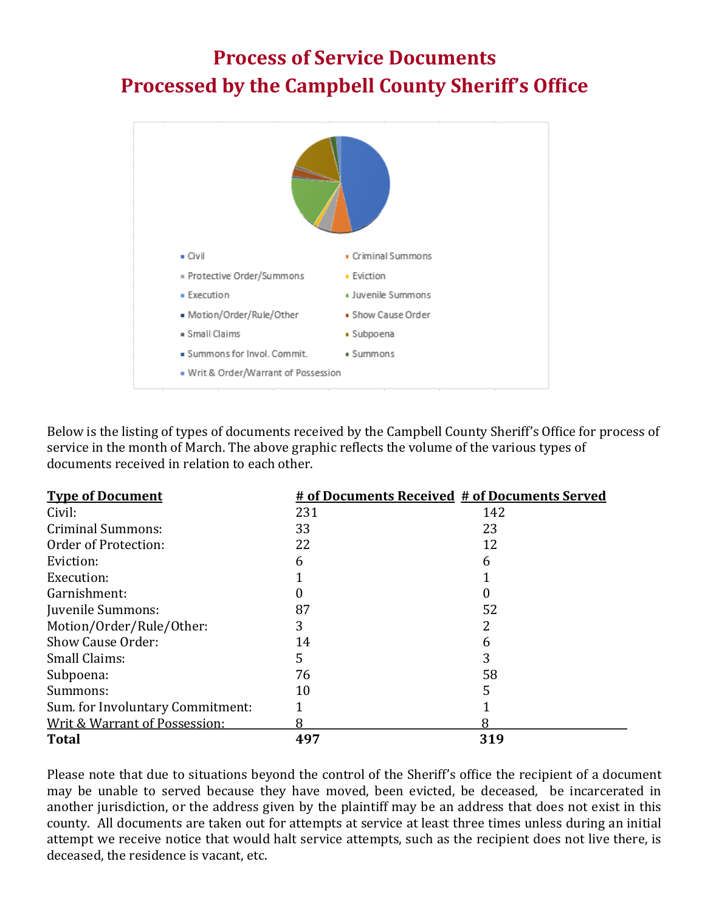# Process of Service Documents
# Processed by the Campbell County Sheriff's Office

Civil, Criminal Summons, Protective Order/Summons, Eviction, Execution, Juvenile Summons, Motion/Order/Rule/Other, Show Cause Order, Small Claims, Subpoena, Summons for Invol. Commit., Summons, Writ & Order/Warrant of Possession

Below is the listing of types of documents received by the Campbell County Sheriff's Office for process of service in the month of March. The above graphic reflects the volume of the various types of documents received in relation to each other.

| Type of Document | # of Documents Received | # of Documents Served |
|---|---|---|
| Civil: | 231 | 142 |
| Criminal Summons: | 33 | 23 |
| Order of Protection: | 22 | 12 |
| Eviction: | 6 | 6 |
| Execution: | 1 | 1 |
| Garnishment: | 0 | 0 |
| Juvenile Summons: | 87 | 52 |
| Motion/Order/Rule/Other: | 3 | 2 |
| Show Cause Order: | 14 | 6 |
| Small Claims: | 5 | 3 |
| Subpoena: | 76 | 58 |
| Summons: | 10 | 5 |
| Sum. for Involuntary Commitment: | 1 | 1 |
| Writ & Warrant of Possession: | 8 | 8 |
| **Total** | **497** | **319** |

Please note that due to situations beyond the control of the Sheriff's office the recipient of a document may be unable to served because they have moved, been evicted, be deceased, be incarcerated in another jurisdiction, or the address given by the plaintiff may be an address that does not exist in this county. All documents are taken out for attempts at service at least three times unless during an initial attempt we receive notice that would halt service attempts, such as the recipient does not live there, is deceased, the residence is vacant, etc.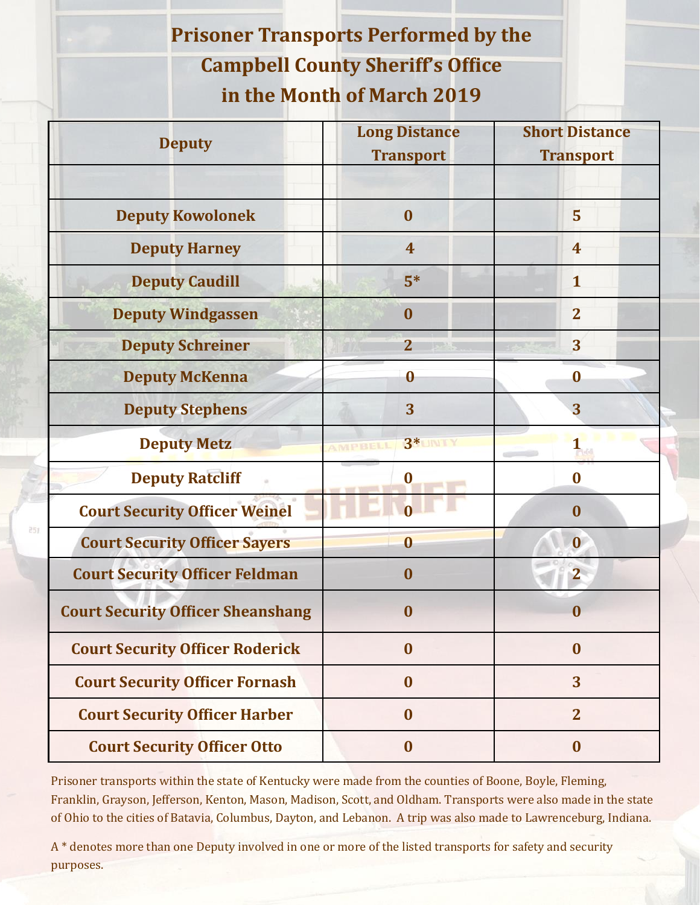# Prisoner Transports Performed by the Campbell County Sheriff's Office in the Month of March 2019

| Deputy | Long Distance Transport | Short Distance Transport |
|---|---|---|
| | | |
| Deputy Kowolonek | 0 | 5 |
| Deputy Harney | 4 | 4 |
| Deputy Caudill | 5* | 1 |
| Deputy Windgassen | 0 | 2 |
| Deputy Schreiner | 2 | 3 |
| Deputy McKenna | 0 | 0 |
| Deputy Stephens | 3 | 3 |
| Deputy Metz | 3* | 1 |
| Deputy Ratcliff | 0 | 0 |
| Court Security Officer Weinel | 0 | 0 |
| Court Security Officer Sayers | 0 | 0 |
| Court Security Officer Feldman | 0 | 2 |
| Court Security Officer Sheanshang | 0 | 0 |
| Court Security Officer Roderick | 0 | 0 |
| Court Security Officer Fornash | 0 | 3 |
| Court Security Officer Harber | 0 | 2 |
| Court Security Officer Otto | 0 | 0 |

Prisoner transports within the state of Kentucky were made from the counties of Boone, Boyle, Fleming, Franklin, Grayson, Jefferson, Kenton, Mason, Madison, Scott, and Oldham. Transports were also made in the state of Ohio to the cities of Batavia, Columbus, Dayton, and Lebanon. A trip was also made to Lawrenceburg, Indiana.

A * denotes more than one Deputy involved in one or more of the listed transports for safety and security purposes.